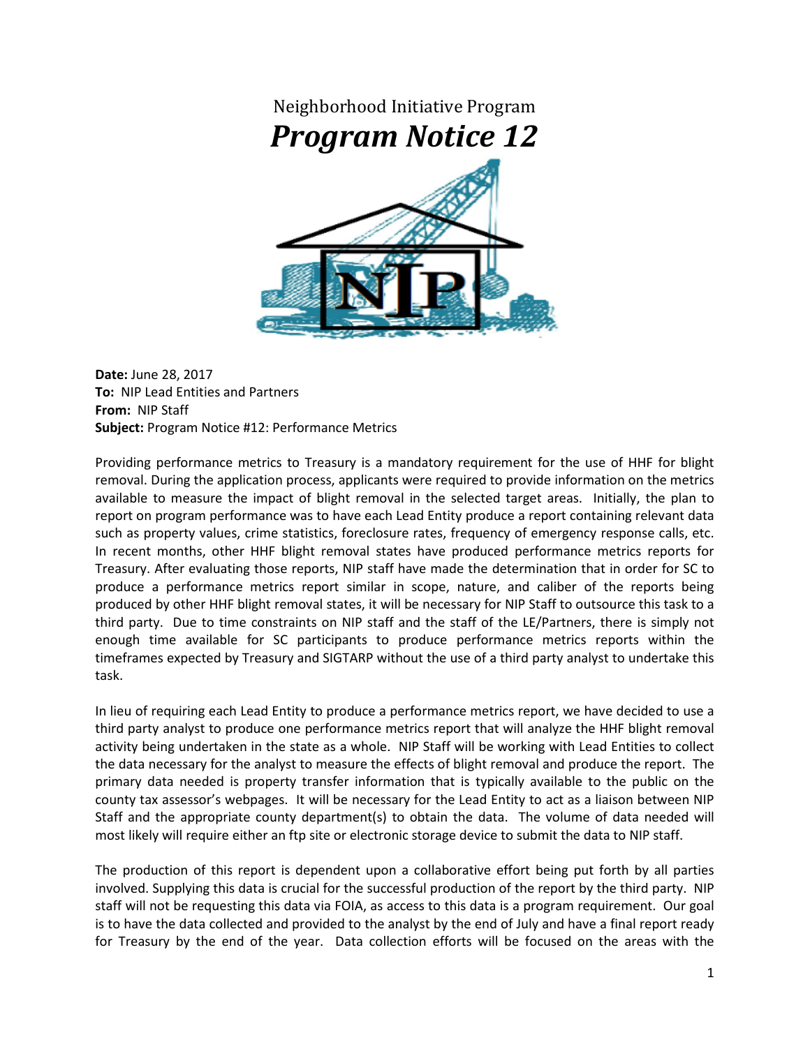Neighborhood Initiative Program

# *Program Notice 12*

**Date:** June 28, 2017
**To:** NIP Lead Entities and Partners
**From:** NIP Staff
**Subject:** Program Notice #12: Performance Metrics

Providing performance metrics to Treasury is a mandatory requirement for the use of HHF for blight removal. During the application process, applicants were required to provide information on the metrics available to measure the impact of blight removal in the selected target areas. Initially, the plan to report on program performance was to have each Lead Entity produce a report containing relevant data such as property values, crime statistics, foreclosure rates, frequency of emergency response calls, etc. In recent months, other HHF blight removal states have produced performance metrics reports for Treasury. After evaluating those reports, NIP staff have made the determination that in order for SC to produce a performance metrics report similar in scope, nature, and caliber of the reports being produced by other HHF blight removal states, it will be necessary for NIP Staff to outsource this task to a third party. Due to time constraints on NIP staff and the staff of the LE/Partners, there is simply not enough time available for SC participants to produce performance metrics reports within the timeframes expected by Treasury and SIGTARP without the use of a third party analyst to undertake this task.

In lieu of requiring each Lead Entity to produce a performance metrics report, we have decided to use a third party analyst to produce one performance metrics report that will analyze the HHF blight removal activity being undertaken in the state as a whole. NIP Staff will be working with Lead Entities to collect the data necessary for the analyst to measure the effects of blight removal and produce the report. The primary data needed is property transfer information that is typically available to the public on the county tax assessor's webpages. It will be necessary for the Lead Entity to act as a liaison between NIP Staff and the appropriate county department(s) to obtain the data. The volume of data needed will most likely will require either an ftp site or electronic storage device to submit the data to NIP staff.

The production of this report is dependent upon a collaborative effort being put forth by all parties involved. Supplying this data is crucial for the successful production of the report by the third party. NIP staff will not be requesting this data via FOIA, as access to this data is a program requirement. Our goal is to have the data collected and provided to the analyst by the end of July and have a final report ready for Treasury by the end of the year. Data collection efforts will be focused on the areas with the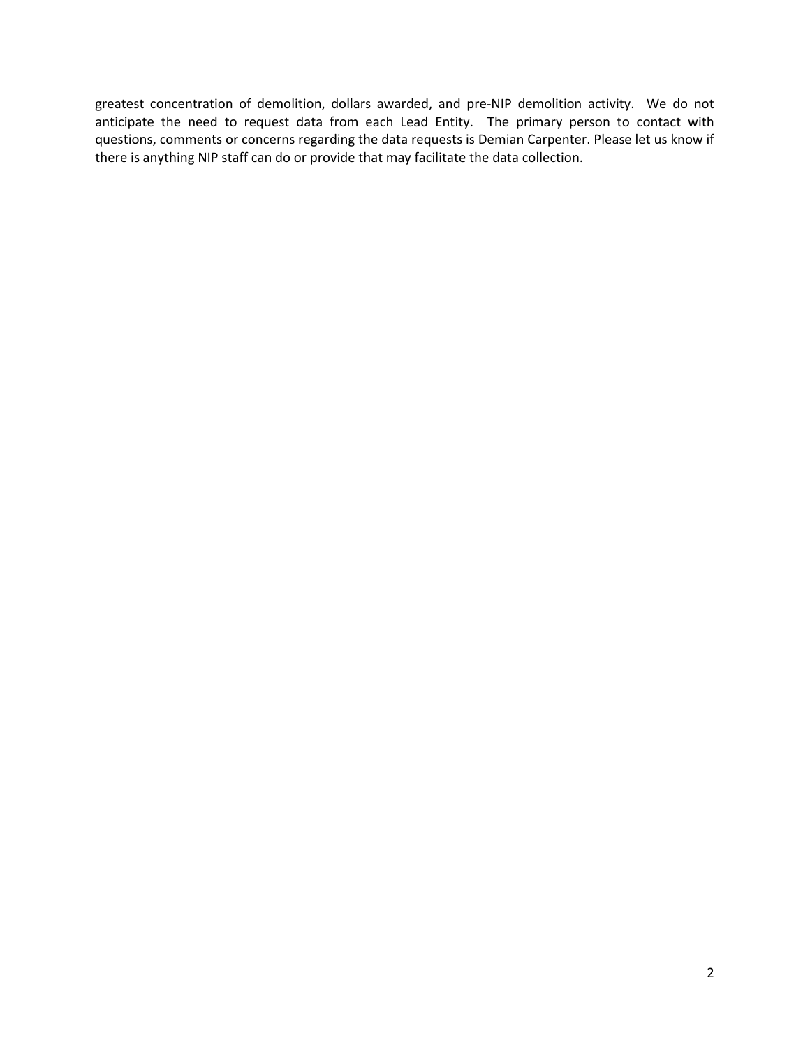greatest concentration of demolition, dollars awarded, and pre-NIP demolition activity. We do not anticipate the need to request data from each Lead Entity. The primary person to contact with questions, comments or concerns regarding the data requests is Demian Carpenter. Please let us know if there is anything NIP staff can do or provide that may facilitate the data collection.